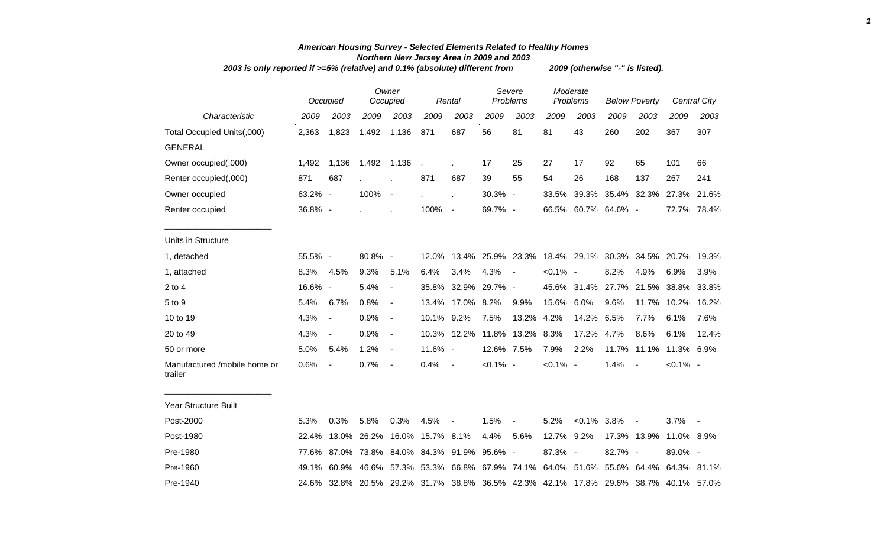# *American Housing Survey - Selected Elements Related to Healthy Homes*

## *Northern New Jersey Area in 2009 and 2003*

*2003 is only reported if >=5% (relative) and 0.1% (absolute) different from 2009 (otherwise "-" is listed).*

| | Occupied | | Owner Occupied | | Rental | | Severe Problems | | Moderate Problems | | Below Poverty | | Central City | |
|---|---|---|---|---|---|---|---|---|---|---|---|---|---|---|
| *Characteristic* | *2009* | *2003* | *2009* | *2003* | *2009* | *2003* | *2009* | *2003* | *2009* | *2003* | *2009* | *2003* | *2009* | *2003* |
| Total Occupied Units(,000) | 2,363 | 1,823 | 1,492 | 1,136 | 871 | 687 | 56 | 81 | 81 | 43 | 260 | 202 | 367 | 307 |
| GENERAL | | | | | | | | | | | | | | |
| Owner occupied(,000) | 1,492 | 1,136 | 1,492 | 1,136 | . | . | 17 | 25 | 27 | 17 | 92 | 65 | 101 | 66 |
| Renter occupied(,000) | 871 | 687 | . | . | 871 | 687 | 39 | 55 | 54 | 26 | 168 | 137 | 267 | 241 |
| Owner occupied | 63.2% | - | 100% | - | . | . | 30.3% | - | 33.5% | 39.3% | 35.4% | 32.3% | 27.3% | 21.6% |
| Renter occupied | 36.8% | - | . | . | 100% | - | 69.7% | - | 66.5% | 60.7% | 64.6% | - | 72.7% | 78.4% |
| Units in Structure | | | | | | | | | | | | | | |
| 1, detached | 55.5% | - | 80.8% | - | 12.0% | 13.4% | 25.9% | 23.3% | 18.4% | 29.1% | 30.3% | 34.5% | 20.7% | 19.3% |
| 1, attached | 8.3% | 4.5% | 9.3% | 5.1% | 6.4% | 3.4% | 4.3% | - | <0.1% | - | 8.2% | 4.9% | 6.9% | 3.9% |
| 2 to 4 | 16.6% | - | 5.4% | - | 35.8% | 32.9% | 29.7% | - | 45.6% | 31.4% | 27.7% | 21.5% | 38.8% | 33.8% |
| 5 to 9 | 5.4% | 6.7% | 0.8% | - | 13.4% | 17.0% | 8.2% | 9.9% | 15.6% | 6.0% | 9.6% | 11.7% | 10.2% | 16.2% |
| 10 to 19 | 4.3% | - | 0.9% | - | 10.1% | 9.2% | 7.5% | 13.2% | 4.2% | 14.2% | 6.5% | 7.7% | 6.1% | 7.6% |
| 20 to 49 | 4.3% | - | 0.9% | - | 10.3% | 12.2% | 11.8% | 13.2% | 8.3% | 17.2% | 4.7% | 8.6% | 6.1% | 12.4% |
| 50 or more | 5.0% | 5.4% | 1.2% | - | 11.6% | - | 12.6% | 7.5% | 7.9% | 2.2% | 11.7% | 11.1% | 11.3% | 6.9% |
| Manufactured /mobile home or trailer | 0.6% | - | 0.7% | - | 0.4% | - | <0.1% | - | <0.1% | - | 1.4% | - | <0.1% | - |
| Year Structure Built | | | | | | | | | | | | | | |
| Post-2000 | 5.3% | 0.3% | 5.8% | 0.3% | 4.5% | - | 1.5% | - | 5.2% | <0.1% | 3.8% | - | 3.7% | - |
| Post-1980 | 22.4% | 13.0% | 26.2% | 16.0% | 15.7% | 8.1% | 4.4% | 5.6% | 12.7% | 9.2% | 17.3% | 13.9% | 11.0% | 8.9% |
| Pre-1980 | 77.6% | 87.0% | 73.8% | 84.0% | 84.3% | 91.9% | 95.6% | - | 87.3% | - | 82.7% | - | 89.0% | - |
| Pre-1960 | 49.1% | 60.9% | 46.6% | 57.3% | 53.3% | 66.8% | 67.9% | 74.1% | 64.0% | 51.6% | 55.6% | 64.4% | 64.3% | 81.1% |
| Pre-1940 | 24.6% | 32.8% | 20.5% | 29.2% | 31.7% | 38.8% | 36.5% | 42.3% | 42.1% | 17.8% | 29.6% | 38.7% | 40.1% | 57.0% |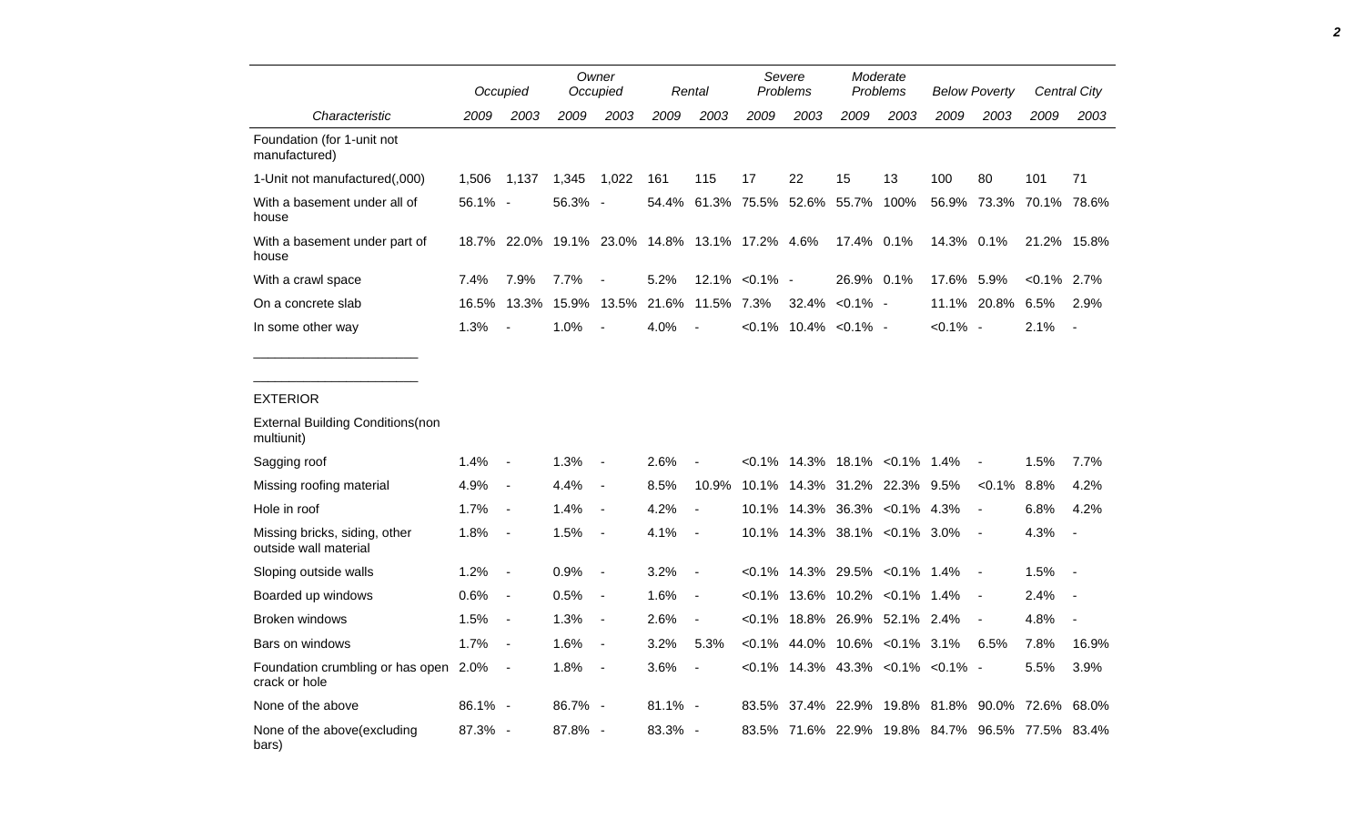| Characteristic | Occupied | | Owner Occupied | | Rental | | Severe Problems | | Moderate Problems | | Below Poverty | | Central City | |
|---|---|---|---|---|---|---|---|---|---|---|---|---|---|---|
| | 2009 | 2003 | 2009 | 2003 | 2009 | 2003 | 2009 | 2003 | 2009 | 2003 | 2009 | 2003 | 2009 | 2003 |
| Foundation (for 1-unit not manufactured) | | | | | | | | | | | | | | |
| 1-Unit not manufactured(,000) | 1,506 | 1,137 | 1,345 | 1,022 | 161 | 115 | 17 | 22 | 15 | 13 | 100 | 80 | 101 | 71 |
| With a basement under all of house | 56.1% | - | 56.3% | - | 54.4% | 61.3% | 75.5% | 52.6% | 55.7% | 100% | 56.9% | 73.3% | 70.1% | 78.6% |
| With a basement under part of house | 18.7% | 22.0% | 19.1% | 23.0% | 14.8% | 13.1% | 17.2% | 4.6% | 17.4% | 0.1% | 14.3% | 0.1% | 21.2% | 15.8% |
| With a crawl space | 7.4% | 7.9% | 7.7% | - | 5.2% | 12.1% | <0.1% | - | 26.9% | 0.1% | 17.6% | 5.9% | <0.1% | 2.7% |
| On a concrete slab | 16.5% | 13.3% | 15.9% | 13.5% | 21.6% | 11.5% | 7.3% | 32.4% | <0.1% | - | 11.1% | 20.8% | 6.5% | 2.9% |
| In some other way | 1.3% | - | 1.0% | - | 4.0% | - | <0.1% | 10.4% | <0.1% | - | <0.1% | - | 2.1% | - |
| EXTERIOR | | | | | | | | | | | | | | |
| External Building Conditions(non multiunit) | | | | | | | | | | | | | | |
| Sagging roof | 1.4% | - | 1.3% | - | 2.6% | - | <0.1% | 14.3% | 18.1% | <0.1% | 1.4% | - | 1.5% | 7.7% |
| Missing roofing material | 4.9% | - | 4.4% | - | 8.5% | 10.9% | 10.1% | 14.3% | 31.2% | 22.3% | 9.5% | <0.1% | 8.8% | 4.2% |
| Hole in roof | 1.7% | - | 1.4% | - | 4.2% | - | 10.1% | 14.3% | 36.3% | <0.1% | 4.3% | - | 6.8% | 4.2% |
| Missing bricks, siding, other outside wall material | 1.8% | - | 1.5% | - | 4.1% | - | 10.1% | 14.3% | 38.1% | <0.1% | 3.0% | - | 4.3% | - |
| Sloping outside walls | 1.2% | - | 0.9% | - | 3.2% | - | <0.1% | 14.3% | 29.5% | <0.1% | 1.4% | - | 1.5% | - |
| Boarded up windows | 0.6% | - | 0.5% | - | 1.6% | - | <0.1% | 13.6% | 10.2% | <0.1% | 1.4% | - | 2.4% | - |
| Broken windows | 1.5% | - | 1.3% | - | 2.6% | - | <0.1% | 18.8% | 26.9% | 52.1% | 2.4% | - | 4.8% | - |
| Bars on windows | 1.7% | - | 1.6% | - | 3.2% | 5.3% | <0.1% | 44.0% | 10.6% | <0.1% | 3.1% | 6.5% | 7.8% | 16.9% |
| Foundation crumbling or has open crack or hole | 2.0% | - | 1.8% | - | 3.6% | - | <0.1% | 14.3% | 43.3% | <0.1% | <0.1% | - | 5.5% | 3.9% |
| None of the above | 86.1% | - | 86.7% | - | 81.1% | - | 83.5% | 37.4% | 22.9% | 19.8% | 81.8% | 90.0% | 72.6% | 68.0% |
| None of the above(excluding bars) | 87.3% | - | 87.8% | - | 83.3% | - | 83.5% | 71.6% | 22.9% | 19.8% | 84.7% | 96.5% | 77.5% | 83.4% |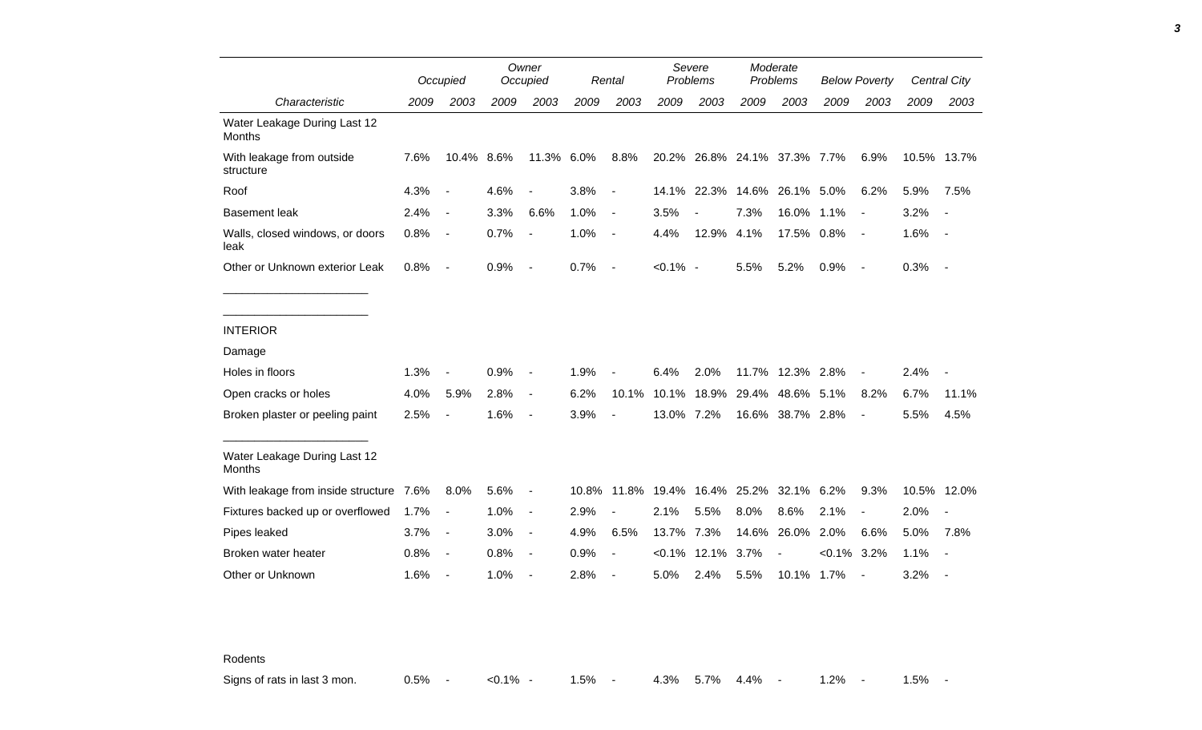| Characteristic | Occupied | | Owner Occupied | | Rental | | Severe Problems | | Moderate Problems | | Below Poverty | | Central City | |
|---|---|---|---|---|---|---|---|---|---|---|---|---|---|---|
| | 2009 | 2003 | 2009 | 2003 | 2009 | 2003 | 2009 | 2003 | 2009 | 2003 | 2009 | 2003 | 2009 | 2003 |
| Water Leakage During Last 12 Months | | | | | | | | | | | | | | |
| With leakage from outside structure | 7.6% | 10.4% | 8.6% | 11.3% | 6.0% | 8.8% | 20.2% | 26.8% | 24.1% | 37.3% | 7.7% | 6.9% | 10.5% | 13.7% |
| Roof | 4.3% | - | 4.6% | - | 3.8% | - | 14.1% | 22.3% | 14.6% | 26.1% | 5.0% | 6.2% | 5.9% | 7.5% |
| Basement leak | 2.4% | - | 3.3% | 6.6% | 1.0% | - | 3.5% | - | 7.3% | 16.0% | 1.1% | - | 3.2% | - |
| Walls, closed windows, or doors leak | 0.8% | - | 0.7% | - | 1.0% | - | 4.4% | 12.9% | 4.1% | 17.5% | 0.8% | - | 1.6% | - |
| Other or Unknown exterior Leak | 0.8% | - | 0.9% | - | 0.7% | - | <0.1% | - | 5.5% | 5.2% | 0.9% | - | 0.3% | - |
| INTERIOR | | | | | | | | | | | | | | |
| Damage | | | | | | | | | | | | | | |
| Holes in floors | 1.3% | - | 0.9% | - | 1.9% | - | 6.4% | 2.0% | 11.7% | 12.3% | 2.8% | - | 2.4% | - |
| Open cracks or holes | 4.0% | 5.9% | 2.8% | - | 6.2% | 10.1% | 10.1% | 18.9% | 29.4% | 48.6% | 5.1% | 8.2% | 6.7% | 11.1% |
| Broken plaster or peeling paint | 2.5% | - | 1.6% | - | 3.9% | - | 13.0% | 7.2% | 16.6% | 38.7% | 2.8% | - | 5.5% | 4.5% |
| Water Leakage During Last 12 Months | | | | | | | | | | | | | | |
| With leakage from inside structure | 7.6% | 8.0% | 5.6% | - | 10.8% | 11.8% | 19.4% | 16.4% | 25.2% | 32.1% | 6.2% | 9.3% | 10.5% | 12.0% |
| Fixtures backed up or overflowed | 1.7% | - | 1.0% | - | 2.9% | - | 2.1% | 5.5% | 8.0% | 8.6% | 2.1% | - | 2.0% | - |
| Pipes leaked | 3.7% | - | 3.0% | - | 4.9% | 6.5% | 13.7% | 7.3% | 14.6% | 26.0% | 2.0% | 6.6% | 5.0% | 7.8% |
| Broken water heater | 0.8% | - | 0.8% | - | 0.9% | - | <0.1% | 12.1% | 3.7% | - | <0.1% | 3.2% | 1.1% | - |
| Other or Unknown | 1.6% | - | 1.0% | - | 2.8% | - | 5.0% | 2.4% | 5.5% | 10.1% | 1.7% | - | 3.2% | - |
| Rodents | | | | | | | | | | | | | | |
| Signs of rats in last 3 mon. | 0.5% | - | <0.1% | - | 1.5% | - | 4.3% | 5.7% | 4.4% | - | 1.2% | - | 1.5% | - |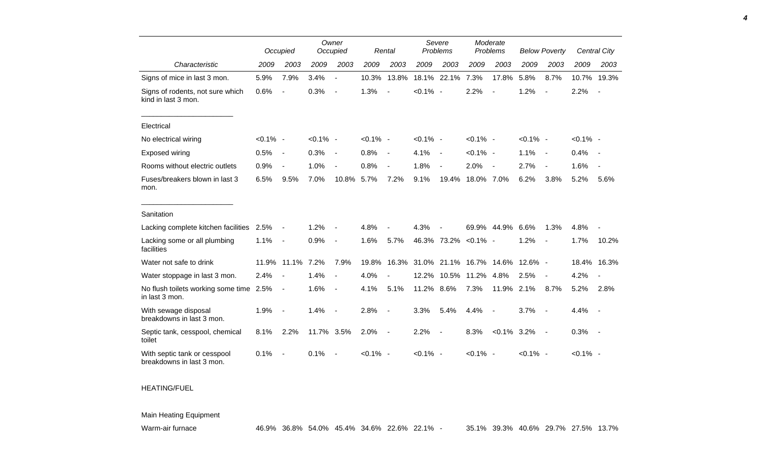| | Occupied | | Owner Occupied | | Rental | | Severe Problems | | Moderate Problems | | Below Poverty | | Central City | |
|---|---|---|---|---|---|---|---|---|---|---|---|---|---|---|
| *Characteristic* | *2009* | *2003* | *2009* | *2003* | *2009* | *2003* | *2009* | *2003* | *2009* | *2003* | *2009* | *2003* | *2009* | *2003* |
| Signs of mice in last 3 mon. | 5.9% | 7.9% | 3.4% | - | 10.3% | 13.8% | 18.1% | 22.1% | 7.3% | 17.8% | 5.8% | 8.7% | 10.7% | 19.3% |
| Signs of rodents, not sure which kind in last 3 mon. | 0.6% | - | 0.3% | - | 1.3% | - | <0.1% | - | 2.2% | - | 1.2% | - | 2.2% | - |
| Electrical | | | | | | | | | | | | | | |
| No electrical wiring | <0.1% | - | <0.1% | - | <0.1% | - | <0.1% | - | <0.1% | - | <0.1% | - | <0.1% | - |
| Exposed wiring | 0.5% | - | 0.3% | - | 0.8% | - | 4.1% | - | <0.1% | - | 1.1% | - | 0.4% | - |
| Rooms without electric outlets | 0.9% | - | 1.0% | - | 0.8% | - | 1.8% | - | 2.0% | - | 2.7% | - | 1.6% | - |
| Fuses/breakers blown in last 3 mon. | 6.5% | 9.5% | 7.0% | 10.8% | 5.7% | 7.2% | 9.1% | 19.4% | 18.0% | 7.0% | 6.2% | 3.8% | 5.2% | 5.6% |
| Sanitation | | | | | | | | | | | | | | |
| Lacking complete kitchen facilities | 2.5% | - | 1.2% | - | 4.8% | - | 4.3% | - | 69.9% | 44.9% | 6.6% | 1.3% | 4.8% | - |
| Lacking some or all plumbing facilities | 1.1% | - | 0.9% | - | 1.6% | 5.7% | 46.3% | 73.2% | <0.1% | - | 1.2% | - | 1.7% | 10.2% |
| Water not safe to drink | 11.9% | 11.1% | 7.2% | 7.9% | 19.8% | 16.3% | 31.0% | 21.1% | 16.7% | 14.6% | 12.6% | - | 18.4% | 16.3% |
| Water stoppage in last 3 mon. | 2.4% | - | 1.4% | - | 4.0% | - | 12.2% | 10.5% | 11.2% | 4.8% | 2.5% | - | 4.2% | - |
| No flush toilets working some time in last 3 mon. | 2.5% | - | 1.6% | - | 4.1% | 5.1% | 11.2% | 8.6% | 7.3% | 11.9% | 2.1% | 8.7% | 5.2% | 2.8% |
| With sewage disposal breakdowns in last 3 mon. | 1.9% | - | 1.4% | - | 2.8% | - | 3.3% | 5.4% | 4.4% | - | 3.7% | - | 4.4% | - |
| Septic tank, cesspool, chemical toilet | 8.1% | 2.2% | 11.7% | 3.5% | 2.0% | - | 2.2% | - | 8.3% | <0.1% | 3.2% | - | 0.3% | - |
| With septic tank or cesspool breakdowns in last 3 mon. | 0.1% | - | 0.1% | - | <0.1% | - | <0.1% | - | <0.1% | - | <0.1% | - | <0.1% | - |
| HEATING/FUEL | | | | | | | | | | | | | | |
| Main Heating Equipment | | | | | | | | | | | | | | |
| Warm-air furnace | 46.9% | 36.8% | 54.0% | 45.4% | 34.6% | 22.6% | 22.1% | - | 35.1% | 39.3% | 40.6% | 29.7% | 27.5% | 13.7% |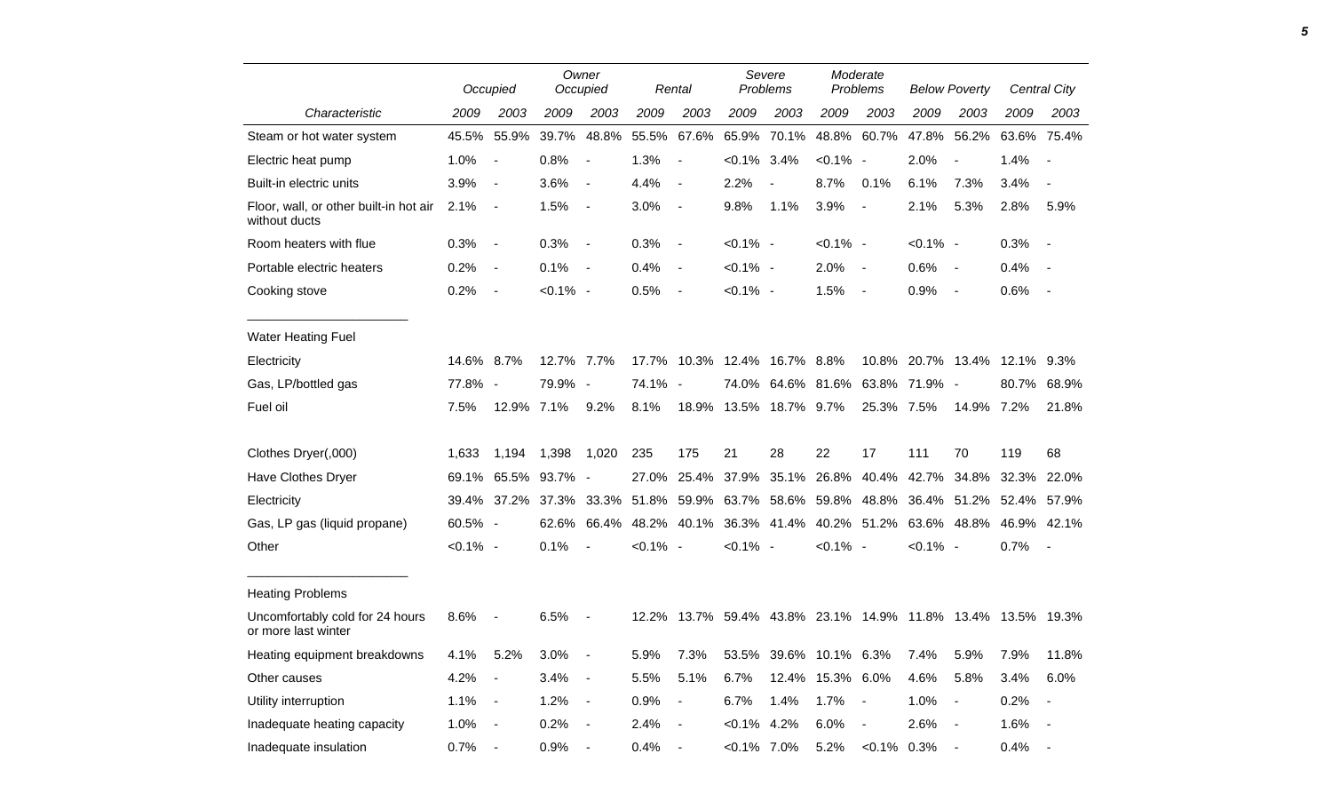| Characteristic | Occupied | | Owner Occupied | | Rental | | Severe Problems | | Moderate Problems | | Below Poverty | | Central City | |
|---|---|---|---|---|---|---|---|---|---|---|---|---|---|---|
| | 2009 | 2003 | 2009 | 2003 | 2009 | 2003 | 2009 | 2003 | 2009 | 2003 | 2009 | 2003 | 2009 | 2003 |
| Steam or hot water system | 45.5% | 55.9% | 39.7% | 48.8% | 55.5% | 67.6% | 65.9% | 70.1% | 48.8% | 60.7% | 47.8% | 56.2% | 63.6% | 75.4% |
| Electric heat pump | 1.0% | - | 0.8% | - | 1.3% | - | <0.1% | 3.4% | <0.1% | - | 2.0% | - | 1.4% | - |
| Built-in electric units | 3.9% | - | 3.6% | - | 4.4% | - | 2.2% | - | 8.7% | 0.1% | 6.1% | 7.3% | 3.4% | - |
| Floor, wall, or other built-in hot air without ducts | 2.1% | - | 1.5% | - | 3.0% | - | 9.8% | 1.1% | 3.9% | - | 2.1% | 5.3% | 2.8% | 5.9% |
| Room heaters with flue | 0.3% | - | 0.3% | - | 0.3% | - | <0.1% | - | <0.1% | - | <0.1% | - | 0.3% | - |
| Portable electric heaters | 0.2% | - | 0.1% | - | 0.4% | - | <0.1% | - | 2.0% | - | 0.6% | - | 0.4% | - |
| Cooking stove | 0.2% | - | <0.1% | - | 0.5% | - | <0.1% | - | 1.5% | - | 0.9% | - | 0.6% | - |
| Water Heating Fuel | | | | | | | | | | | | | | |
| Electricity | 14.6% | 8.7% | 12.7% | 7.7% | 17.7% | 10.3% | 12.4% | 16.7% | 8.8% | 10.8% | 20.7% | 13.4% | 12.1% | 9.3% |
| Gas, LP/bottled gas | 77.8% | - | 79.9% | - | 74.1% | - | 74.0% | 64.6% | 81.6% | 63.8% | 71.9% | - | 80.7% | 68.9% |
| Fuel oil | 7.5% | 12.9% | 7.1% | 9.2% | 8.1% | 18.9% | 13.5% | 18.7% | 9.7% | 25.3% | 7.5% | 14.9% | 7.2% | 21.8% |
| Clothes Dryer(,000) | 1,633 | 1,194 | 1,398 | 1,020 | 235 | 175 | 21 | 28 | 22 | 17 | 111 | 70 | 119 | 68 |
| Have Clothes Dryer | 69.1% | 65.5% | 93.7% | - | 27.0% | 25.4% | 37.9% | 35.1% | 26.8% | 40.4% | 42.7% | 34.8% | 32.3% | 22.0% |
| Electricity | 39.4% | 37.2% | 37.3% | 33.3% | 51.8% | 59.9% | 63.7% | 58.6% | 59.8% | 48.8% | 36.4% | 51.2% | 52.4% | 57.9% |
| Gas, LP gas (liquid propane) | 60.5% | - | 62.6% | 66.4% | 48.2% | 40.1% | 36.3% | 41.4% | 40.2% | 51.2% | 63.6% | 48.8% | 46.9% | 42.1% |
| Other | <0.1% | - | 0.1% | - | <0.1% | - | <0.1% | - | <0.1% | - | <0.1% | - | 0.7% | - |
| Heating Problems | | | | | | | | | | | | | | |
| Uncomfortably cold for 24 hours or more last winter | 8.6% | - | 6.5% | - | 12.2% | 13.7% | 59.4% | 43.8% | 23.1% | 14.9% | 11.8% | 13.4% | 13.5% | 19.3% |
| Heating equipment breakdowns | 4.1% | 5.2% | 3.0% | - | 5.9% | 7.3% | 53.5% | 39.6% | 10.1% | 6.3% | 7.4% | 5.9% | 7.9% | 11.8% |
| Other causes | 4.2% | - | 3.4% | - | 5.5% | 5.1% | 6.7% | 12.4% | 15.3% | 6.0% | 4.6% | 5.8% | 3.4% | 6.0% |
| Utility interruption | 1.1% | - | 1.2% | - | 0.9% | - | 6.7% | 1.4% | 1.7% | - | 1.0% | - | 0.2% | - |
| Inadequate heating capacity | 1.0% | - | 0.2% | - | 2.4% | - | <0.1% | 4.2% | 6.0% | - | 2.6% | - | 1.6% | - |
| Inadequate insulation | 0.7% | - | 0.9% | - | 0.4% | - | <0.1% | 7.0% | 5.2% | <0.1% | 0.3% | - | 0.4% | - |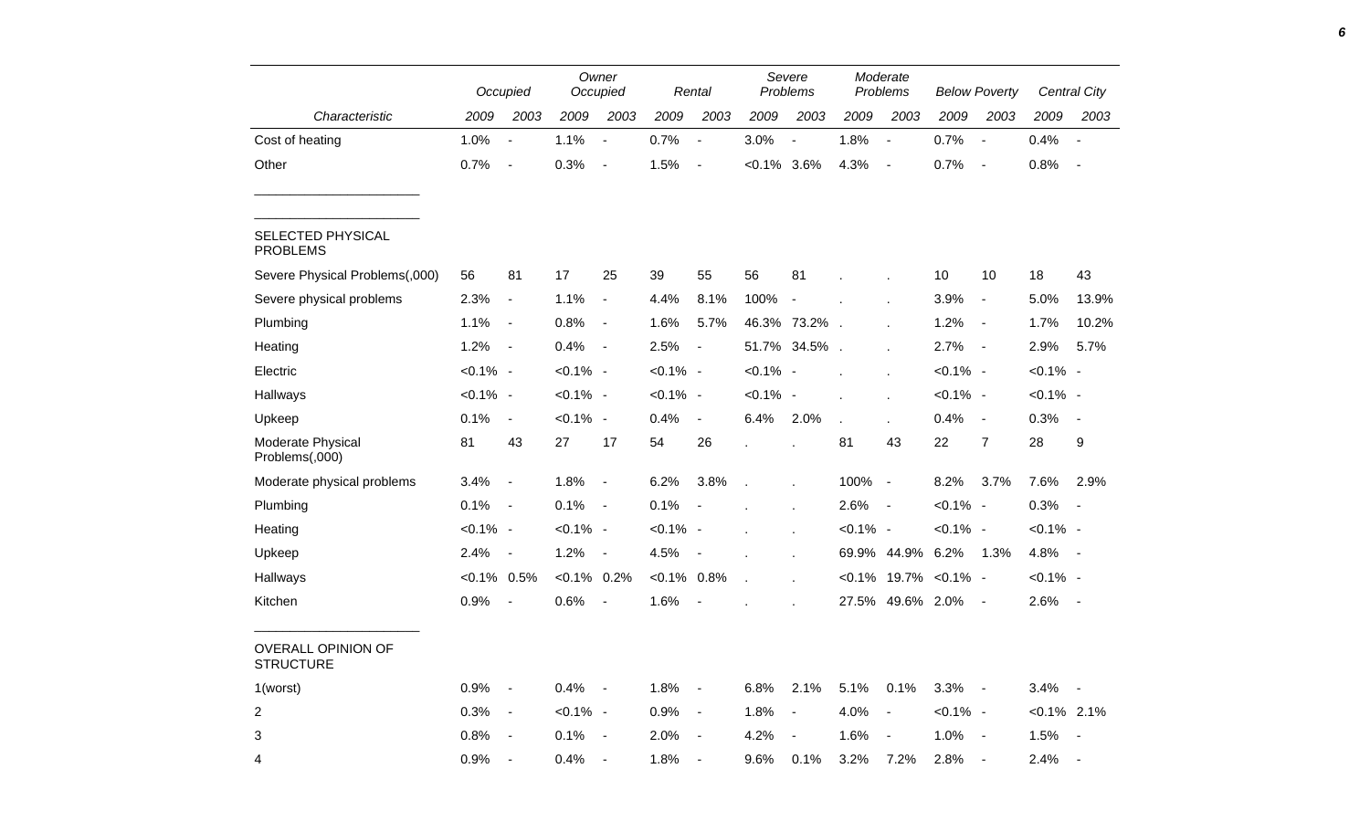| Characteristic | Occupied | | Owner Occupied | | Rental | | Severe Problems | | Moderate Problems | | Below Poverty | | Central City | |
|---|---|---|---|---|---|---|---|---|---|---|---|---|---|---|
| | 2009 | 2003 | 2009 | 2003 | 2009 | 2003 | 2009 | 2003 | 2009 | 2003 | 2009 | 2003 | 2009 | 2003 |
| Cost of heating | 1.0% | - | 1.1% | - | 0.7% | - | 3.0% | - | 1.8% | - | 0.7% | - | 0.4% | - |
| Other | 0.7% | - | 0.3% | - | 1.5% | - | <0.1% | 3.6% | 4.3% | - | 0.7% | - | 0.8% | - |
| SELECTED PHYSICAL PROBLEMS | | | | | | | | | | | | | | |
| Severe Physical Problems(,000) | 56 | 81 | 17 | 25 | 39 | 55 | 56 | 81 | . | . | 10 | 10 | 18 | 43 |
| Severe physical problems | 2.3% | - | 1.1% | - | 4.4% | 8.1% | 100% | - | . | . | 3.9% | - | 5.0% | 13.9% |
| Plumbing | 1.1% | - | 0.8% | - | 1.6% | 5.7% | 46.3% | 73.2% | . | . | 1.2% | - | 1.7% | 10.2% |
| Heating | 1.2% | - | 0.4% | - | 2.5% | - | 51.7% | 34.5% | . | . | 2.7% | - | 2.9% | 5.7% |
| Electric | <0.1% | - | <0.1% | - | <0.1% | - | <0.1% | - | . | . | <0.1% | - | <0.1% | - |
| Hallways | <0.1% | - | <0.1% | - | <0.1% | - | <0.1% | - | . | . | <0.1% | - | <0.1% | - |
| Upkeep | 0.1% | - | <0.1% | - | 0.4% | - | 6.4% | 2.0% | . | . | 0.4% | - | 0.3% | - |
| Moderate Physical Problems(,000) | 81 | 43 | 27 | 17 | 54 | 26 | . | . | 81 | 43 | 22 | 7 | 28 | 9 |
| Moderate physical problems | 3.4% | - | 1.8% | - | 6.2% | 3.8% | . | . | 100% | - | 8.2% | 3.7% | 7.6% | 2.9% |
| Plumbing | 0.1% | - | 0.1% | - | 0.1% | - | . | . | 2.6% | - | <0.1% | - | 0.3% | - |
| Heating | <0.1% | - | <0.1% | - | <0.1% | - | . | . | <0.1% | - | <0.1% | - | <0.1% | - |
| Upkeep | 2.4% | - | 1.2% | - | 4.5% | - | . | . | 69.9% | 44.9% | 6.2% | 1.3% | 4.8% | - |
| Hallways | <0.1% | 0.5% | <0.1% | 0.2% | <0.1% | 0.8% | . | . | <0.1% | 19.7% | <0.1% | - | <0.1% | - |
| Kitchen | 0.9% | - | 0.6% | - | 1.6% | - | . | . | 27.5% | 49.6% | 2.0% | - | 2.6% | - |
| OVERALL OPINION OF STRUCTURE | | | | | | | | | | | | | | |
| 1(worst) | 0.9% | - | 0.4% | - | 1.8% | - | 6.8% | 2.1% | 5.1% | 0.1% | 3.3% | - | 3.4% | - |
| 2 | 0.3% | - | <0.1% | - | 0.9% | - | 1.8% | - | 4.0% | - | <0.1% | - | <0.1% | 2.1% |
| 3 | 0.8% | - | 0.1% | - | 2.0% | - | 4.2% | - | 1.6% | - | 1.0% | - | 1.5% | - |
| 4 | 0.9% | - | 0.4% | - | 1.8% | - | 9.6% | 0.1% | 3.2% | 7.2% | 2.8% | - | 2.4% | - |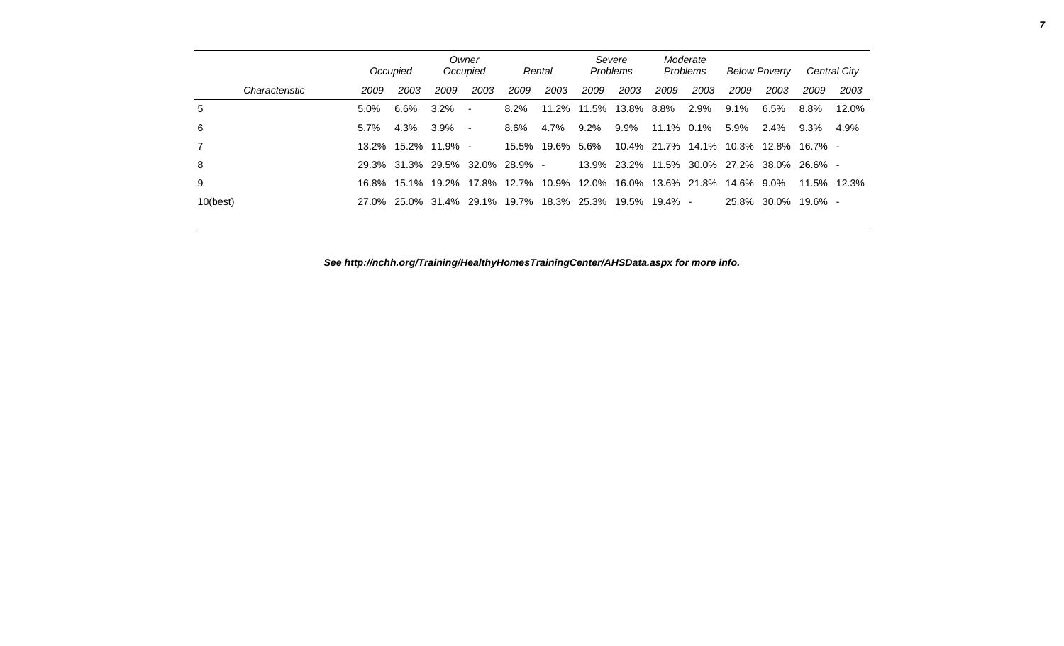| | Occupied | | Owner Occupied | | Rental | | Severe Problems | | Moderate Problems | | Below Poverty | | Central City | |
|---|---|---|---|---|---|---|---|---|---|---|---|---|---|---|
| Characteristic | 2009 | 2003 | 2009 | 2003 | 2009 | 2003 | 2009 | 2003 | 2009 | 2003 | 2009 | 2003 | 2009 | 2003 |
| 5 | 5.0% | 6.6% | 3.2% | - | 8.2% | 11.2% | 11.5% | 13.8% | 8.8% | 2.9% | 9.1% | 6.5% | 8.8% | 12.0% |
| 6 | 5.7% | 4.3% | 3.9% | - | 8.6% | 4.7% | 9.2% | 9.9% | 11.1% | 0.1% | 5.9% | 2.4% | 9.3% | 4.9% |
| 7 | 13.2% | 15.2% | 11.9% | - | 15.5% | 19.6% | 5.6% | 10.4% | 21.7% | 14.1% | 10.3% | 12.8% | 16.7% | - |
| 8 | 29.3% | 31.3% | 29.5% | 32.0% | 28.9% | - | 13.9% | 23.2% | 11.5% | 30.0% | 27.2% | 38.0% | 26.6% | - |
| 9 | 16.8% | 15.1% | 19.2% | 17.8% | 12.7% | 10.9% | 12.0% | 16.0% | 13.6% | 21.8% | 14.6% | 9.0% | 11.5% | 12.3% |
| 10(best) | 27.0% | 25.0% | 31.4% | 29.1% | 19.7% | 18.3% | 25.3% | 19.5% | 19.4% | - | 25.8% | 30.0% | 19.6% | - |

***See http://nchh.org/Training/HealthyHomesTrainingCenter/AHSData.aspx for more info.***